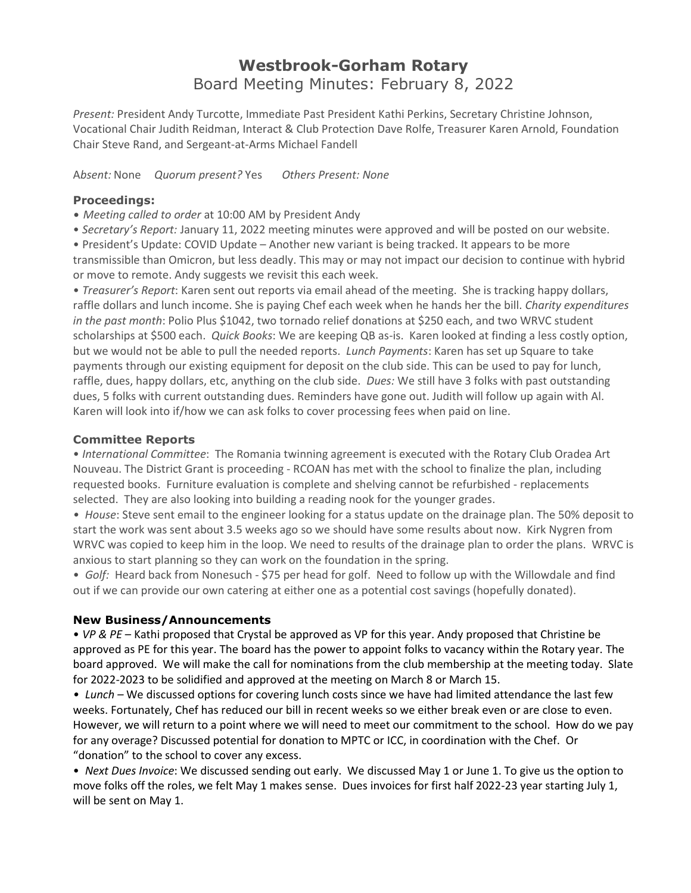# Westbrook-Gorham Rotary

## Board Meeting Minutes: February 8, 2022

*Present:* President Andy Turcotte, Immediate Past President Kathi Perkins, Secretary Christine Johnson, Vocational Chair Judith Reidman, Interact & Club Protection Dave Rolfe, Treasurer Karen Arnold, Foundation Chair Steve Rand, and Sergeant-at-Arms Michael Fandell

A*bsent:* None *Quorum present?* Yes *Others Present: None*

### Proceedings:

• *Meeting called to order* at 10:00 AM by President Andy

• *Secretary's Report:* January 11, 2022 meeting minutes were approved and will be posted on our website.

• President's Update: COVID Update – Another new variant is being tracked. It appears to be more transmissible than Omicron, but less deadly. This may or may not impact our decision to continue with hybrid or move to remote. Andy suggests we revisit this each week.

• *Treasurer's Report*: Karen sent out reports via email ahead of the meeting. She is tracking happy dollars, raffle dollars and lunch income. She is paying Chef each week when he hands her the bill. *Charity expenditures in the past month*: Polio Plus $1042, two tornado relief donations at $250 each, and two WRVC student scholarships at $500 each. *Quick Books*: We are keeping QB as-is. Karen looked at finding a less costly option, but we would not be able to pull the needed reports. *Lunch Payments*: Karen has set up Square to take payments through our existing equipment for deposit on the club side. This can be used to pay for lunch, raffle, dues, happy dollars, etc, anything on the club side. *Dues:* We still have 3 folks with past outstanding dues, 5 folks with current outstanding dues. Reminders have gone out. Judith will follow up again with Al. Karen will look into if/how we can ask folks to cover processing fees when paid on line.

### Committee Reports

• *International Committee*: The Romania twinning agreement is executed with the Rotary Club Oradea Art Nouveau. The District Grant is proceeding - RCOAN has met with the school to finalize the plan, including requested books. Furniture evaluation is complete and shelving cannot be refurbished - replacements selected. They are also looking into building a reading nook for the younger grades.

• *House*: Steve sent email to the engineer looking for a status update on the drainage plan. The 50% deposit to start the work was sent about 3.5 weeks ago so we should have some results about now. Kirk Nygren from WRVC was copied to keep him in the loop. We need to results of the drainage plan to order the plans. WRVC is anxious to start planning so they can work on the foundation in the spring.

• *Golf:* Heard back from Nonesuch - $75 per head for golf. Need to follow up with the Willowdale and find out if we can provide our own catering at either one as a potential cost savings (hopefully donated).

### New Business/Announcements

• *VP & PE* – Kathi proposed that Crystal be approved as VP for this year. Andy proposed that Christine be approved as PE for this year. The board has the power to appoint folks to vacancy within the Rotary year. The board approved. We will make the call for nominations from the club membership at the meeting today. Slate for 2022-2023 to be solidified and approved at the meeting on March 8 or March 15.

• *Lunch* – We discussed options for covering lunch costs since we have had limited attendance the last few weeks. Fortunately, Chef has reduced our bill in recent weeks so we either break even or are close to even. However, we will return to a point where we will need to meet our commitment to the school. How do we pay for any overage? Discussed potential for donation to MPTC or ICC, in coordination with the Chef. Or "donation" to the school to cover any excess.

• *Next Dues Invoice*: We discussed sending out early. We discussed May 1 or June 1. To give us the option to move folks off the roles, we felt May 1 makes sense. Dues invoices for first half 2022-23 year starting July 1, will be sent on May 1.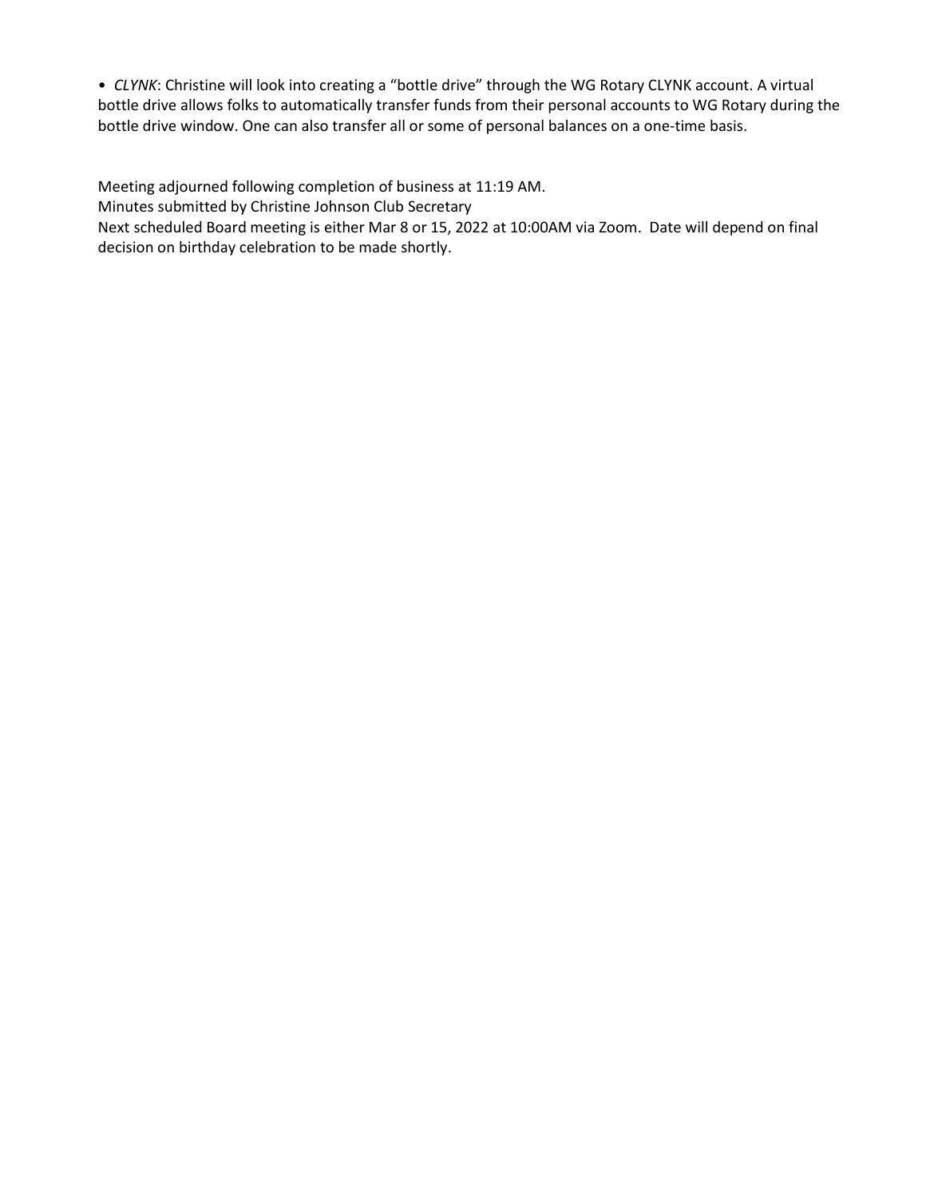- *CLYNK*: Christine will look into creating a "bottle drive" through the WG Rotary CLYNK account. A virtual bottle drive allows folks to automatically transfer funds from their personal accounts to WG Rotary during the bottle drive window. One can also transfer all or some of personal balances on a one-time basis.

Meeting adjourned following completion of business at 11:19 AM.
Minutes submitted by Christine Johnson Club Secretary
Next scheduled Board meeting is either Mar 8 or 15, 2022 at 10:00AM via Zoom. Date will depend on final decision on birthday celebration to be made shortly.